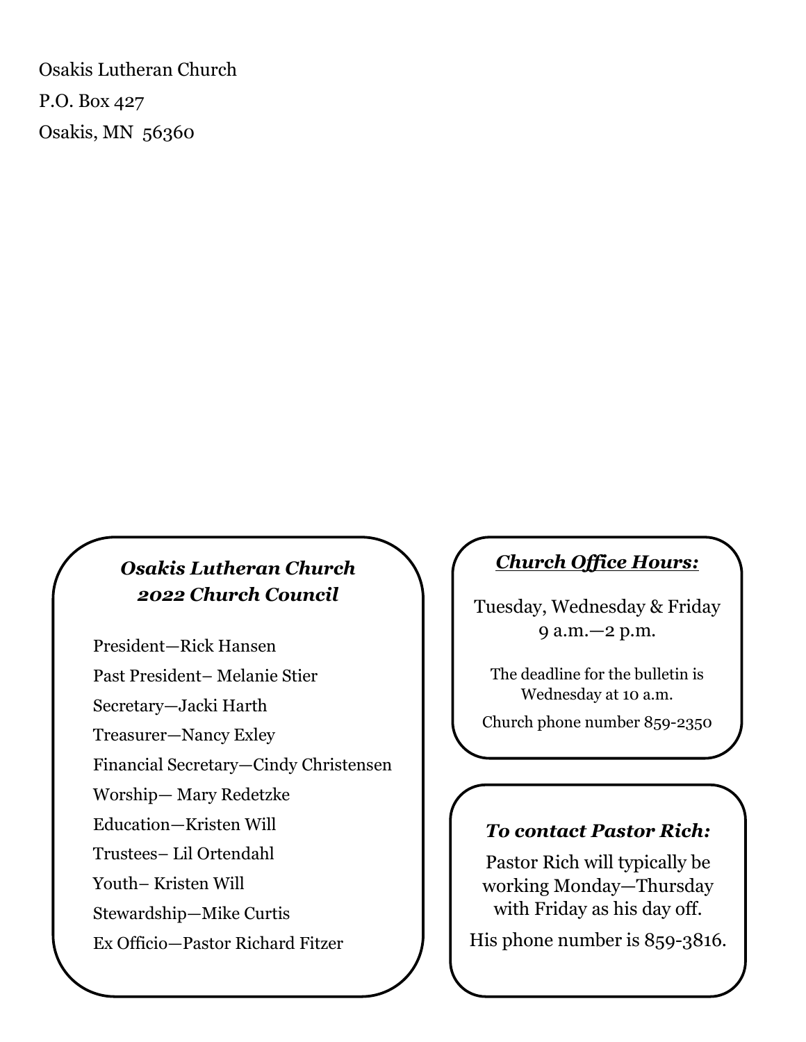Osakis Lutheran Church

P.O. Box 427

Osakis, MN  56360

### *Osakis Lutheran Church 2022 Church Council*

President—Rick Hansen

Past President– Melanie Stier

Secretary—Jacki Harth

Treasurer—Nancy Exley

Financial Secretary—Cindy Christensen

Worship— Mary Redetzke

Education—Kristen Will

Trustees– Lil Ortendahl

Youth– Kristen Will

Stewardship—Mike Curtis

Ex Officio—Pastor Richard Fitzer

### ***Church Office Hours:***

Tuesday, Wednesday & Friday
9 a.m.—2 p.m.

The deadline for the bulletin is Wednesday at 10 a.m.

Church phone number 859-2350

### *To contact Pastor Rich:*

Pastor Rich will typically be working Monday—Thursday with Friday as his day off.

His phone number is 859-3816.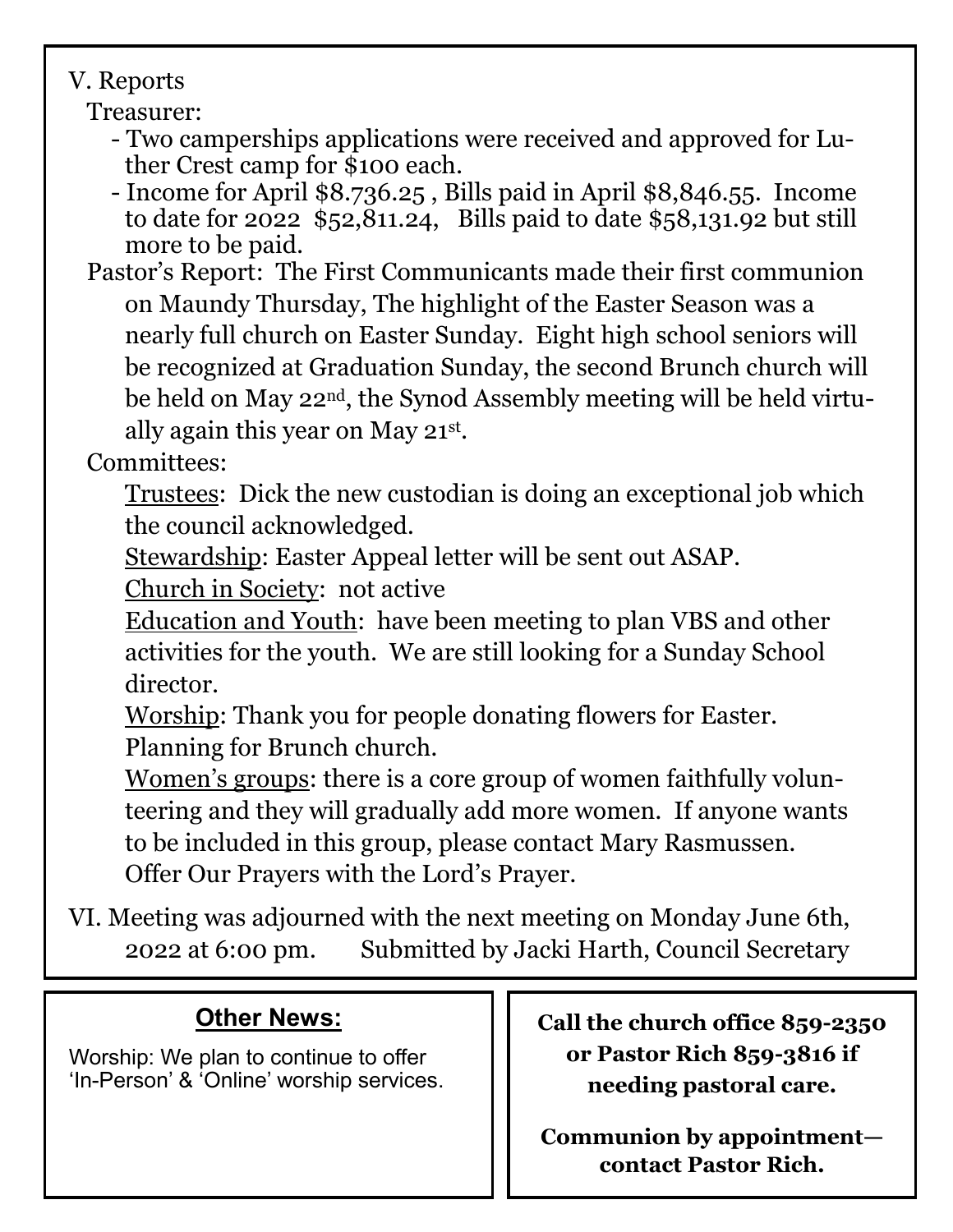V. Reports

Treasurer:

- Two camperships applications were received and approved for Luther Crest camp for $100 each.
- Income for April $8.736.25 , Bills paid in April $8,846.55. Income to date for 2022 $52,811.24, Bills paid to date $58,131.92 but still more to be paid.

Pastor's Report: The First Communicants made their first communion on Maundy Thursday, The highlight of the Easter Season was a nearly full church on Easter Sunday. Eight high school seniors will be recognized at Graduation Sunday, the second Brunch church will be held on May 22nd, the Synod Assembly meeting will be held virtually again this year on May 21st.

Committees:

Trustees: Dick the new custodian is doing an exceptional job which the council acknowledged.

Stewardship: Easter Appeal letter will be sent out ASAP.

Church in Society: not active

Education and Youth: have been meeting to plan VBS and other activities for the youth. We are still looking for a Sunday School director.

Worship: Thank you for people donating flowers for Easter. Planning for Brunch church.

Women's groups: there is a core group of women faithfully volunteering and they will gradually add more women. If anyone wants to be included in this group, please contact Mary Rasmussen.

Offer Our Prayers with the Lord's Prayer.

VI. Meeting was adjourned with the next meeting on Monday June 6th, 2022 at 6:00 pm. Submitted by Jacki Harth, Council Secretary

## Other News:

Worship: We plan to continue to offer 'In-Person' & 'Online' worship services.

**Call the church office 859-2350 or Pastor Rich 859-3816 if needing pastoral care.**

**Communion by appointment—contact Pastor Rich.**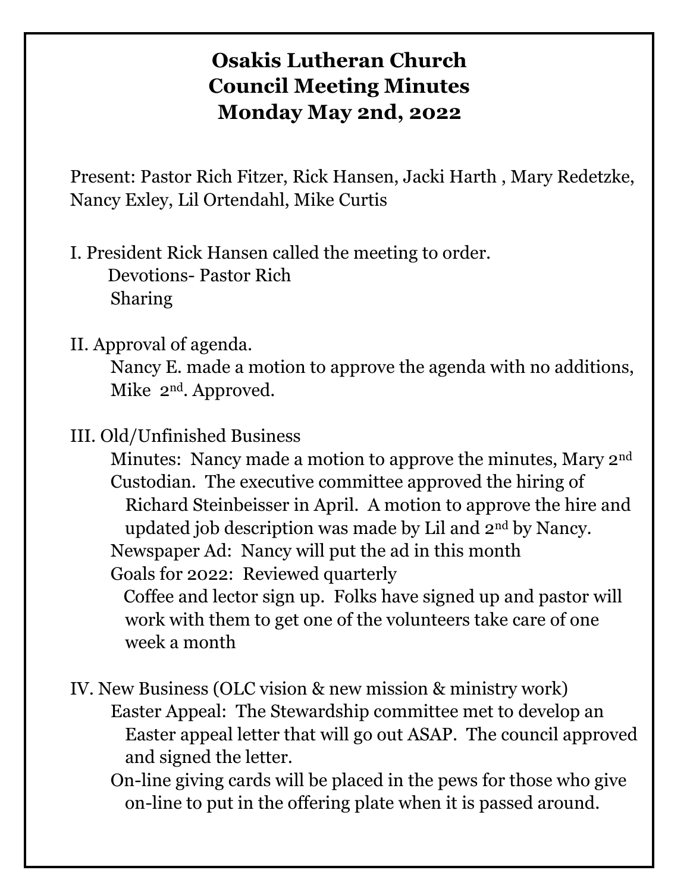# Osakis Lutheran Church
# Council Meeting Minutes
# Monday May 2nd, 2022

Present: Pastor Rich Fitzer, Rick Hansen, Jacki Harth , Mary Redetzke, Nancy Exley, Lil Ortendahl, Mike Curtis

I. President Rick Hansen called the meeting to order.
Devotions- Pastor Rich
Sharing

II. Approval of agenda.
Nancy E. made a motion to approve the agenda with no additions, Mike 2nd. Approved.

III. Old/Unfinished Business
Minutes: Nancy made a motion to approve the minutes, Mary 2nd
Custodian. The executive committee approved the hiring of Richard Steinbeisser in April. A motion to approve the hire and updated job description was made by Lil and 2nd by Nancy.
Newspaper Ad: Nancy will put the ad in this month
Goals for 2022: Reviewed quarterly
Coffee and lector sign up. Folks have signed up and pastor will work with them to get one of the volunteers take care of one week a month

IV. New Business (OLC vision & new mission & ministry work)
Easter Appeal: The Stewardship committee met to develop an Easter appeal letter that will go out ASAP. The council approved and signed the letter.
On-line giving cards will be placed in the pews for those who give on-line to put in the offering plate when it is passed around.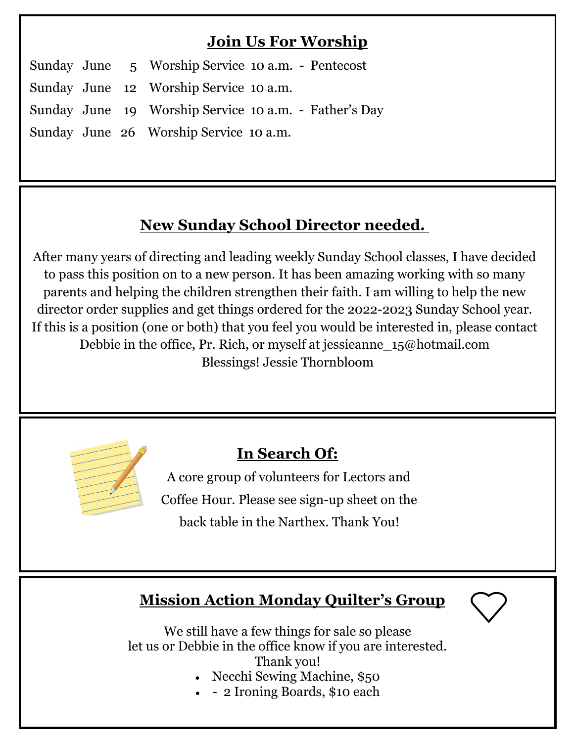## Join Us For Worship

| | | | | |
|---|---|---|---|---|
| Sunday | June | 5 | Worship Service 10 a.m. | - Pentecost |
| Sunday | June | 12 | Worship Service 10 a.m. | |
| Sunday | June | 19 | Worship Service 10 a.m. | - Father's Day |
| Sunday | June | 26 | Worship Service 10 a.m. | |

## New Sunday School Director needed.

After many years of directing and leading weekly Sunday School classes, I have decided to pass this position on to a new person. It has been amazing working with so many parents and helping the children strengthen their faith. I am willing to help the new director order supplies and get things ordered for the 2022-2023 Sunday School year. If this is a position (one or both) that you feel you would be interested in, please contact Debbie in the office, Pr. Rich, or myself at jessieanne_15@hotmail.com

Blessings! Jessie Thornbloom

## In Search Of:

A core group of volunteers for Lectors and Coffee Hour. Please see sign-up sheet on the back table in the Narthex. Thank You!

## Mission Action Monday Quilter's Group

We still have a few things for sale so please let us or Debbie in the office know if you are interested. Thank you!

- Necchi Sewing Machine, $50
- - 2 Ironing Boards, $10 each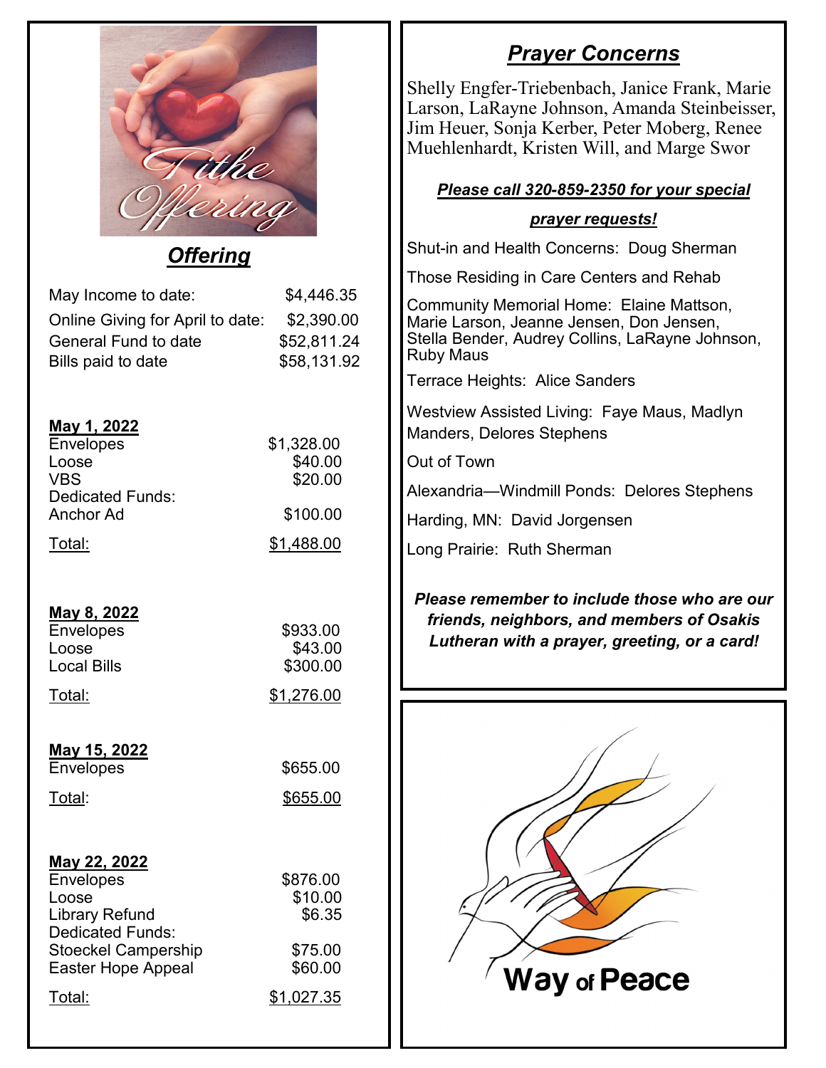## Offering

| | |
|---|---|
| May Income to date: | $4,446.35 |
| Online Giving for April to date: | $2,390.00 |
| General Fund to date | $52,811.24 |
| Bills paid to date | $58,131.92 |

**May 1, 2022**

| | |
|---|---|
| Envelopes | $1,328.00 |
| Loose | $40.00 |
| VBS | $20.00 |
| Dedicated Funds: | |
| Anchor Ad | $100.00 |
| Total: | $1,488.00 |

**May 8, 2022**

| | |
|---|---|
| Envelopes | $933.00 |
| Loose | $43.00 |
| Local Bills | $300.00 |
| Total: | $1,276.00 |

**May 15, 2022**

| | |
|---|---|
| Envelopes | $655.00 |
| Total: | $655.00 |

**May 22, 2022**

| | |
|---|---|
| Envelopes | $876.00 |
| Loose | $10.00 |
| Library Refund | $6.35 |
| Dedicated Funds: | |
| Stoeckel Campership | $75.00 |
| Easter Hope Appeal | $60.00 |
| Total: | $1,027.35 |

## *Prayer Concerns*

Shelly Engfer-Triebenbach, Janice Frank, Marie Larson, LaRayne Johnson, Amanda Steinbeisser, Jim Heuer, Sonja Kerber, Peter Moberg, Renee Muehlenhardt, Kristen Will, and Marge Swor

***Please call 320-859-2350 for your special prayer requests!***

Shut-in and Health Concerns: Doug Sherman

Those Residing in Care Centers and Rehab

Community Memorial Home: Elaine Mattson, Marie Larson, Jeanne Jensen, Don Jensen, Stella Bender, Audrey Collins, LaRayne Johnson, Ruby Maus

Terrace Heights: Alice Sanders

Westview Assisted Living: Faye Maus, Madlyn Manders, Delores Stephens

Out of Town

Alexandria—Windmill Ponds: Delores Stephens

Harding, MN: David Jorgensen

Long Prairie: Ruth Sherman

***Please remember to include those who are our friends, neighbors, and members of Osakis Lutheran with a prayer, greeting, or a card!***

Way of Peace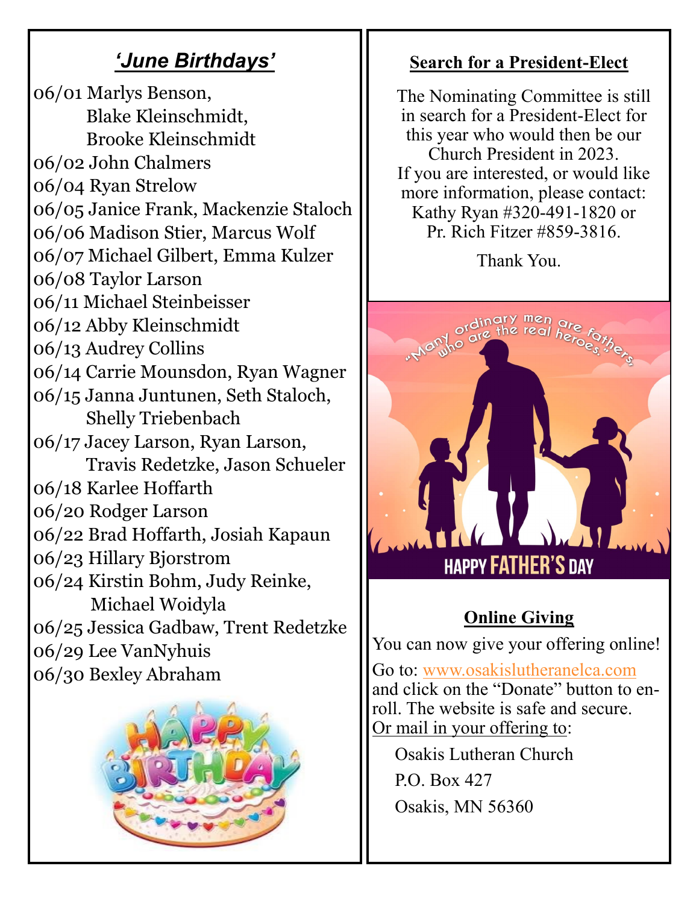## *'June Birthdays'*

06/01 Marlys Benson,
Blake Kleinschmidt,
Brooke Kleinschmidt
06/02 John Chalmers
06/04 Ryan Strelow
06/05 Janice Frank, Mackenzie Staloch
06/06 Madison Stier, Marcus Wolf
06/07 Michael Gilbert, Emma Kulzer
06/08 Taylor Larson
06/11 Michael Steinbeisser
06/12 Abby Kleinschmidt
06/13 Audrey Collins
06/14 Carrie Mounsdon, Ryan Wagner
06/15 Janna Juntunen, Seth Staloch,
Shelly Triebenbach
06/17 Jacey Larson, Ryan Larson,
Travis Redetzke, Jason Schueler
06/18 Karlee Hoffarth
06/20 Rodger Larson
06/22 Brad Hoffarth, Josiah Kapaun
06/23 Hillary Bjorstrom
06/24 Kirstin Bohm, Judy Reinke,
Michael Woidyla
06/25 Jessica Gadbaw, Trent Redetzke
06/29 Lee VanNyhuis
06/30 Bexley Abraham

## Search for a President-Elect

The Nominating Committee is still in search for a President-Elect for this year who would then be our Church President in 2023. If you are interested, or would like more information, please contact: Kathy Ryan #320-491-1820 or Pr. Rich Fitzer #859-3816.

Thank You.

"Many ordinary men are fathers, who are the real heroes."

HAPPY FATHER'S DAY

## Online Giving

You can now give your offering online!

Go to: www.osakislutheranelca.com and click on the "Donate" button to enroll. The website is safe and secure.
Or mail in your offering to:

Osakis Lutheran Church
P.O. Box 427
Osakis, MN 56360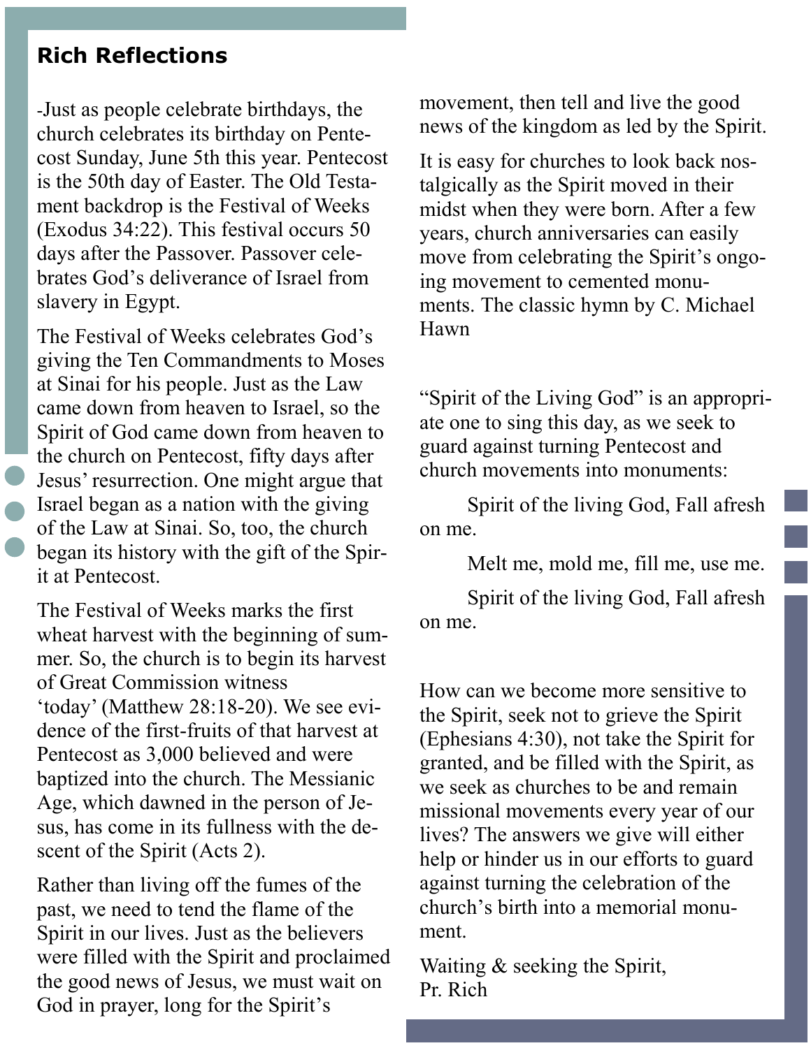## Rich Reflections

-Just as people celebrate birthdays, the church celebrates its birthday on Pentecost Sunday, June 5th this year. Pentecost is the 50th day of Easter. The Old Testament backdrop is the Festival of Weeks (Exodus 34:22). This festival occurs 50 days after the Passover. Passover celebrates God's deliverance of Israel from slavery in Egypt.

The Festival of Weeks celebrates God's giving the Ten Commandments to Moses at Sinai for his people. Just as the Law came down from heaven to Israel, so the Spirit of God came down from heaven to the church on Pentecost, fifty days after Jesus' resurrection. One might argue that Israel began as a nation with the giving of the Law at Sinai. So, too, the church began its history with the gift of the Spirit at Pentecost.

The Festival of Weeks marks the first wheat harvest with the beginning of summer. So, the church is to begin its harvest of Great Commission witness 'today' (Matthew 28:18-20). We see evidence of the first-fruits of that harvest at Pentecost as 3,000 believed and were baptized into the church. The Messianic Age, which dawned in the person of Jesus, has come in its fullness with the descent of the Spirit (Acts 2).

Rather than living off the fumes of the past, we need to tend the flame of the Spirit in our lives. Just as the believers were filled with the Spirit and proclaimed the good news of Jesus, we must wait on God in prayer, long for the Spirit's movement, then tell and live the good news of the kingdom as led by the Spirit.

It is easy for churches to look back nostalgically as the Spirit moved in their midst when they were born. After a few years, church anniversaries can easily move from celebrating the Spirit's ongoing movement to cemented monuments. The classic hymn by C. Michael Hawn

"Spirit of the Living God" is an appropriate one to sing this day, as we seek to guard against turning Pentecost and church movements into monuments:

Spirit of the living God, Fall afresh on me.

Melt me, mold me, fill me, use me.

Spirit of the living God, Fall afresh on me.

How can we become more sensitive to the Spirit, seek not to grieve the Spirit (Ephesians 4:30), not take the Spirit for granted, and be filled with the Spirit, as we seek as churches to be and remain missional movements every year of our lives? The answers we give will either help or hinder us in our efforts to guard against turning the celebration of the church's birth into a memorial monument.

Waiting & seeking the Spirit,  
Pr. Rich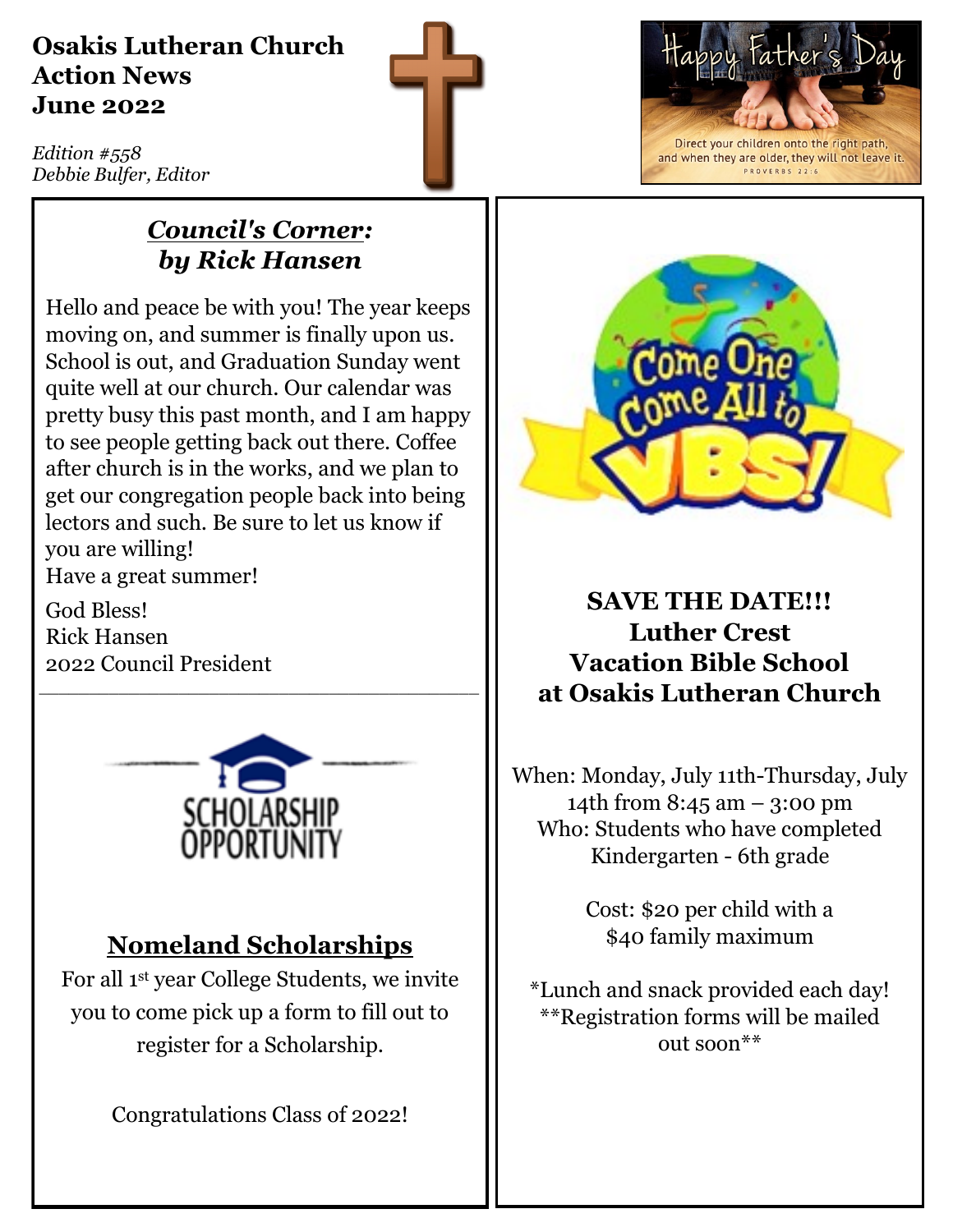**Osakis Lutheran Church**
**Action News**
**June 2022**

*Edition #558*
*Debbie Bulfer, Editor*

Happy Father's Day

Direct your children onto the right path, and when they are older, they will not leave it.
PROVERBS 22:6

## *Council's Corner: by Rick Hansen*

Hello and peace be with you! The year keeps moving on, and summer is finally upon us. School is out, and Graduation Sunday went quite well at our church. Our calendar was pretty busy this past month, and I am happy to see people getting back out there. Coffee after church is in the works, and we plan to get our congregation people back into being lectors and such. Be sure to let us know if you are willing!
Have a great summer!

God Bless!
Rick Hansen
2022 Council President

SCHOLARSHIP OPPORTUNITY

## Nomeland Scholarships

For all 1st year College Students, we invite you to come pick up a form to fill out to register for a Scholarship.

Congratulations Class of 2022!

Come One Come All to VBS!

## SAVE THE DATE!!! Luther Crest Vacation Bible School at Osakis Lutheran Church

When: Monday, July 11th-Thursday, July 14th from 8:45 am – 3:00 pm
Who: Students who have completed Kindergarten - 6th grade

Cost: $20 per child with a $40 family maximum

*Lunch and snack provided each day!
**Registration forms will be mailed out soon**